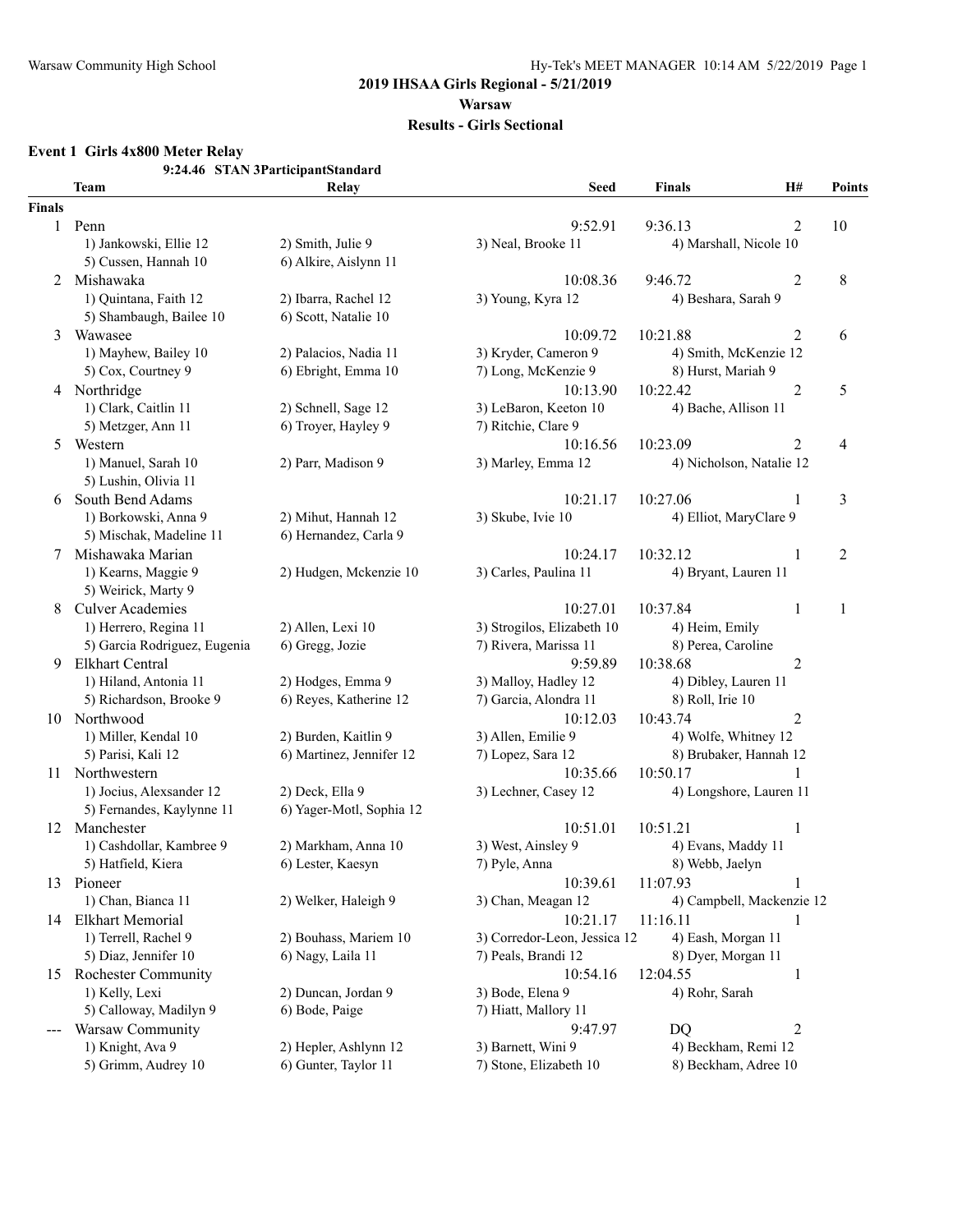# 2019 IHSAA Girls Regional - 5/21/2019

## Warsaw

### Results - Girls Sectional

**Event 1 Girls 4x800 Meter Relay**

9:24.46 STAN 3ParticipantStandard

| | Team | Relay | Seed | Finals | H# | Points |
|---|---|---|---|---|---|---|
| **Finals** | | | | | | |
| 1 | Penn | | 9:52.91 | 9:36.13 | 2 | 10 |
| | 1) Jankowski, Ellie 12 | 2) Smith, Julie 9 | 3) Neal, Brooke 11 | 4) Marshall, Nicole 10 | | |
| | 5) Cussen, Hannah 10 | 6) Alkire, Aislynn 11 | | | | |
| 2 | Mishawaka | | 10:08.36 | 9:46.72 | 2 | 8 |
| | 1) Quintana, Faith 12 | 2) Ibarra, Rachel 12 | 3) Young, Kyra 12 | 4) Beshara, Sarah 9 | | |
| | 5) Shambaugh, Bailee 10 | 6) Scott, Natalie 10 | | | | |
| 3 | Wawasee | | 10:09.72 | 10:21.88 | 2 | 6 |
| | 1) Mayhew, Bailey 10 | 2) Palacios, Nadia 11 | 3) Kryder, Cameron 9 | 4) Smith, McKenzie 12 | | |
| | 5) Cox, Courtney 9 | 6) Ebright, Emma 10 | 7) Long, McKenzie 9 | 8) Hurst, Mariah 9 | | |
| 4 | Northridge | | 10:13.90 | 10:22.42 | 2 | 5 |
| | 1) Clark, Caitlin 11 | 2) Schnell, Sage 12 | 3) LeBaron, Keeton 10 | 4) Bache, Allison 11 | | |
| | 5) Metzger, Ann 11 | 6) Troyer, Hayley 9 | 7) Ritchie, Clare 9 | | | |
| 5 | Western | | 10:16.56 | 10:23.09 | 2 | 4 |
| | 1) Manuel, Sarah 10 | 2) Parr, Madison 9 | 3) Marley, Emma 12 | 4) Nicholson, Natalie 12 | | |
| | 5) Lushin, Olivia 11 | | | | | |
| 6 | South Bend Adams | | 10:21.17 | 10:27.06 | 1 | 3 |
| | 1) Borkowski, Anna 9 | 2) Mihut, Hannah 12 | 3) Skube, Ivie 10 | 4) Elliot, MaryClare 9 | | |
| | 5) Mischak, Madeline 11 | 6) Hernandez, Carla 9 | | | | |
| 7 | Mishawaka Marian | | 10:24.17 | 10:32.12 | 1 | 2 |
| | 1) Kearns, Maggie 9 | 2) Hudgen, Mckenzie 10 | 3) Carles, Paulina 11 | 4) Bryant, Lauren 11 | | |
| | 5) Weirick, Marty 9 | | | | | |
| 8 | Culver Academies | | 10:27.01 | 10:37.84 | 1 | 1 |
| | 1) Herrero, Regina 11 | 2) Allen, Lexi 10 | 3) Strogilos, Elizabeth 10 | 4) Heim, Emily | | |
| | 5) Garcia Rodriguez, Eugenia | 6) Gregg, Jozie | 7) Rivera, Marissa 11 | 8) Perea, Caroline | | |
| 9 | Elkhart Central | | 9:59.89 | 10:38.68 | 2 | |
| | 1) Hiland, Antonia 11 | 2) Hodges, Emma 9 | 3) Malloy, Hadley 12 | 4) Dibley, Lauren 11 | | |
| | 5) Richardson, Brooke 9 | 6) Reyes, Katherine 12 | 7) Garcia, Alondra 11 | 8) Roll, Irie 10 | | |
| 10 | Northwood | | 10:12.03 | 10:43.74 | 2 | |
| | 1) Miller, Kendal 10 | 2) Burden, Kaitlin 9 | 3) Allen, Emilie 9 | 4) Wolfe, Whitney 12 | | |
| | 5) Parisi, Kali 12 | 6) Martinez, Jennifer 12 | 7) Lopez, Sara 12 | 8) Brubaker, Hannah 12 | | |
| 11 | Northwestern | | 10:35.66 | 10:50.17 | 1 | |
| | 1) Jocius, Alexsander 12 | 2) Deck, Ella 9 | 3) Lechner, Casey 12 | 4) Longshore, Lauren 11 | | |
| | 5) Fernandes, Kaylynne 11 | 6) Yager-Motl, Sophia 12 | | | | |
| 12 | Manchester | | 10:51.01 | 10:51.21 | 1 | |
| | 1) Cashdollar, Kambree 9 | 2) Markham, Anna 10 | 3) West, Ainsley 9 | 4) Evans, Maddy 11 | | |
| | 5) Hatfield, Kiera | 6) Lester, Kaesyn | 7) Pyle, Anna | 8) Webb, Jaelyn | | |
| 13 | Pioneer | | 10:39.61 | 11:07.93 | 1 | |
| | 1) Chan, Bianca 11 | 2) Welker, Haleigh 9 | 3) Chan, Meagan 12 | 4) Campbell, Mackenzie 12 | | |
| 14 | Elkhart Memorial | | 10:21.17 | 11:16.11 | 1 | |
| | 1) Terrell, Rachel 9 | 2) Bouhass, Mariem 10 | 3) Corredor-Leon, Jessica 12 | 4) Eash, Morgan 11 | | |
| | 5) Diaz, Jennifer 10 | 6) Nagy, Laila 11 | 7) Peals, Brandi 12 | 8) Dyer, Morgan 11 | | |
| 15 | Rochester Community | | 10:54.16 | 12:04.55 | 1 | |
| | 1) Kelly, Lexi | 2) Duncan, Jordan 9 | 3) Bode, Elena 9 | 4) Rohr, Sarah | | |
| | 5) Calloway, Madilyn 9 | 6) Bode, Paige | 7) Hiatt, Mallory 11 | | | |
| --- | Warsaw Community | | 9:47.97 | DQ | 2 | |
| | 1) Knight, Ava 9 | 2) Hepler, Ashlynn 12 | 3) Barnett, Wini 9 | 4) Beckham, Remi 12 | | |
| | 5) Grimm, Audrey 10 | 6) Gunter, Taylor 11 | 7) Stone, Elizabeth 10 | 8) Beckham, Adree 10 | | |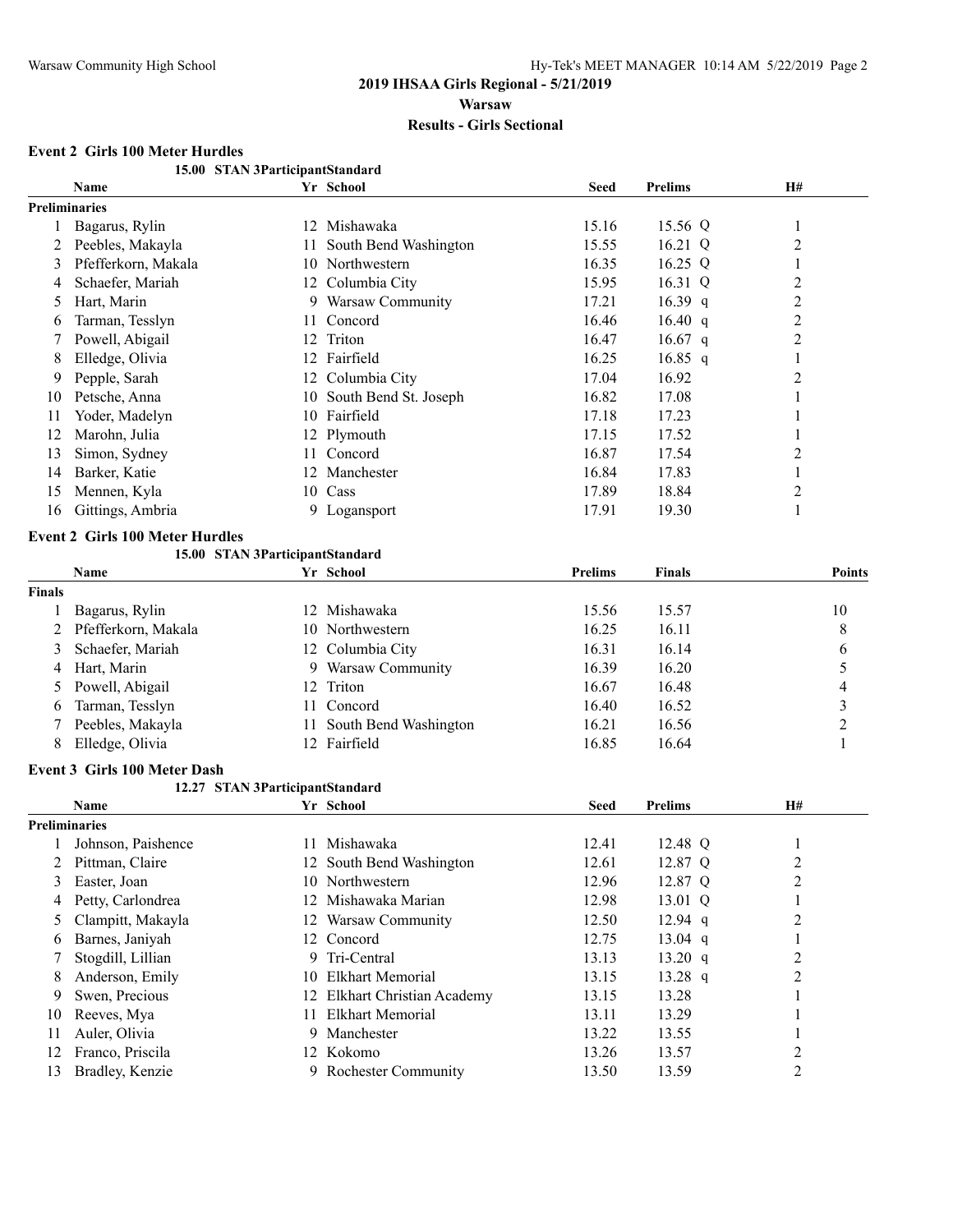## 2019 IHSAA Girls Regional - 5/21/2019

### Warsaw

### Results - Girls Sectional

#### Event 2 Girls 100 Meter Hurdles

15.00 STAN 3ParticipantStandard

| | Name | Yr | School | Seed | Prelims | | H# |
|---|---|---|---|---|---|---|---|
| **Preliminaries** | | | | | | | |
| 1 | Bagarus, Rylin | 12 | Mishawaka | 15.16 | 15.56 | Q | 1 |
| 2 | Peebles, Makayla | 11 | South Bend Washington | 15.55 | 16.21 | Q | 2 |
| 3 | Pfefferkorn, Makala | 10 | Northwestern | 16.35 | 16.25 | Q | 1 |
| 4 | Schaefer, Mariah | 12 | Columbia City | 15.95 | 16.31 | Q | 2 |
| 5 | Hart, Marin | 9 | Warsaw Community | 17.21 | 16.39 | q | 2 |
| 6 | Tarman, Tesslyn | 11 | Concord | 16.46 | 16.40 | q | 2 |
| 7 | Powell, Abigail | 12 | Triton | 16.47 | 16.67 | q | 2 |
| 8 | Elledge, Olivia | 12 | Fairfield | 16.25 | 16.85 | q | 1 |
| 9 | Pepple, Sarah | 12 | Columbia City | 17.04 | 16.92 | | 2 |
| 10 | Petsche, Anna | 10 | South Bend St. Joseph | 16.82 | 17.08 | | 1 |
| 11 | Yoder, Madelyn | 10 | Fairfield | 17.18 | 17.23 | | 1 |
| 12 | Marohn, Julia | 12 | Plymouth | 17.15 | 17.52 | | 1 |
| 13 | Simon, Sydney | 11 | Concord | 16.87 | 17.54 | | 2 |
| 14 | Barker, Katie | 12 | Manchester | 16.84 | 17.83 | | 1 |
| 15 | Mennen, Kyla | 10 | Cass | 17.89 | 18.84 | | 2 |
| 16 | Gittings, Ambria | 9 | Logansport | 17.91 | 19.30 | | 1 |

#### Event 2 Girls 100 Meter Hurdles

15.00 STAN 3ParticipantStandard

| | Name | Yr | School | Prelims | Finals | Points |
|---|---|---|---|---|---|---|
| **Finals** | | | | | | |
| 1 | Bagarus, Rylin | 12 | Mishawaka | 15.56 | 15.57 | 10 |
| 2 | Pfefferkorn, Makala | 10 | Northwestern | 16.25 | 16.11 | 8 |
| 3 | Schaefer, Mariah | 12 | Columbia City | 16.31 | 16.14 | 6 |
| 4 | Hart, Marin | 9 | Warsaw Community | 16.39 | 16.20 | 5 |
| 5 | Powell, Abigail | 12 | Triton | 16.67 | 16.48 | 4 |
| 6 | Tarman, Tesslyn | 11 | Concord | 16.40 | 16.52 | 3 |
| 7 | Peebles, Makayla | 11 | South Bend Washington | 16.21 | 16.56 | 2 |
| 8 | Elledge, Olivia | 12 | Fairfield | 16.85 | 16.64 | 1 |

#### Event 3 Girls 100 Meter Dash

12.27 STAN 3ParticipantStandard

| | Name | Yr | School | Seed | Prelims | | H# |
|---|---|---|---|---|---|---|---|
| **Preliminaries** | | | | | | | |
| 1 | Johnson, Paishence | 11 | Mishawaka | 12.41 | 12.48 | Q | 1 |
| 2 | Pittman, Claire | 12 | South Bend Washington | 12.61 | 12.87 | Q | 2 |
| 3 | Easter, Joan | 10 | Northwestern | 12.96 | 12.87 | Q | 2 |
| 4 | Petty, Carlondrea | 12 | Mishawaka Marian | 12.98 | 13.01 | Q | 1 |
| 5 | Clampitt, Makayla | 12 | Warsaw Community | 12.50 | 12.94 | q | 2 |
| 6 | Barnes, Janiyah | 12 | Concord | 12.75 | 13.04 | q | 1 |
| 7 | Stogdill, Lillian | 9 | Tri-Central | 13.13 | 13.20 | q | 2 |
| 8 | Anderson, Emily | 10 | Elkhart Memorial | 13.15 | 13.28 | q | 2 |
| 9 | Swen, Precious | 12 | Elkhart Christian Academy | 13.15 | 13.28 | | 1 |
| 10 | Reeves, Mya | 11 | Elkhart Memorial | 13.11 | 13.29 | | 1 |
| 11 | Auler, Olivia | 9 | Manchester | 13.22 | 13.55 | | 1 |
| 12 | Franco, Priscila | 12 | Kokomo | 13.26 | 13.57 | | 2 |
| 13 | Bradley, Kenzie | 9 | Rochester Community | 13.50 | 13.59 | | 2 |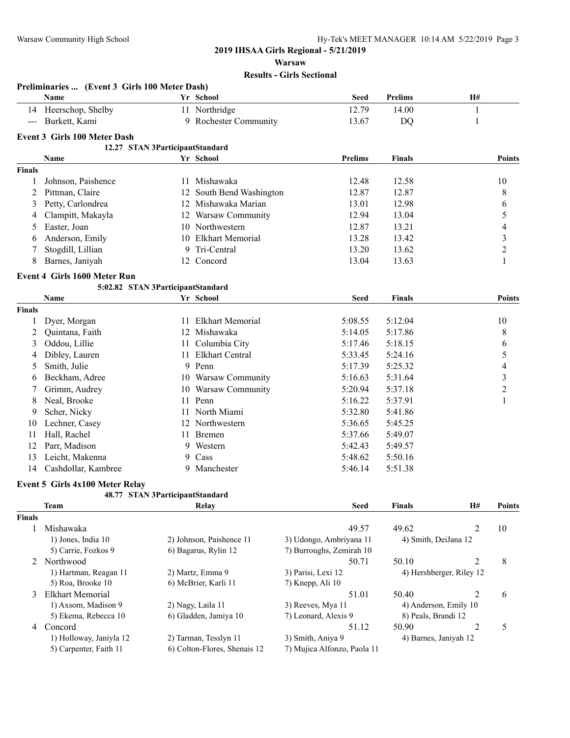## 2019 IHSAA Girls Regional - 5/21/2019

**Warsaw**

**Results - Girls Sectional**

### Preliminaries ... (Event 3 Girls 100 Meter Dash)

| | Name | Yr | School | Seed | Prelims | H# |
|---|---|---|---|---|---|---|
| 14 | Heerschop, Shelby | 11 | Northridge | 12.79 | 14.00 | 1 |
| --- | Burkett, Kami | 9 | Rochester Community | 13.67 | DQ | 1 |

### Event 3 Girls 100 Meter Dash

12.27 STAN 3ParticipantStandard

| | Name | Yr | School | Prelims | Finals | Points |
|---|---|---|---|---|---|---|
| **Finals** | | | | | | |
| 1 | Johnson, Paishence | 11 | Mishawaka | 12.48 | 12.58 | 10 |
| 2 | Pittman, Claire | 12 | South Bend Washington | 12.87 | 12.87 | 8 |
| 3 | Petty, Carlondrea | 12 | Mishawaka Marian | 13.01 | 12.98 | 6 |
| 4 | Clampitt, Makayla | 12 | Warsaw Community | 12.94 | 13.04 | 5 |
| 5 | Easter, Joan | 10 | Northwestern | 12.87 | 13.21 | 4 |
| 6 | Anderson, Emily | 10 | Elkhart Memorial | 13.28 | 13.42 | 3 |
| 7 | Stogdill, Lillian | 9 | Tri-Central | 13.20 | 13.62 | 2 |
| 8 | Barnes, Janiyah | 12 | Concord | 13.04 | 13.63 | 1 |

### Event 4 Girls 1600 Meter Run

5:02.82 STAN 3ParticipantStandard

| | Name | Yr | School | Seed | Finals | Points |
|---|---|---|---|---|---|---|
| **Finals** | | | | | | |
| 1 | Dyer, Morgan | 11 | Elkhart Memorial | 5:08.55 | 5:12.04 | 10 |
| 2 | Quintana, Faith | 12 | Mishawaka | 5:14.05 | 5:17.86 | 8 |
| 3 | Oddou, Lillie | 11 | Columbia City | 5:17.46 | 5:18.15 | 6 |
| 4 | Dibley, Lauren | 11 | Elkhart Central | 5:33.45 | 5:24.16 | 5 |
| 5 | Smith, Julie | 9 | Penn | 5:17.39 | 5:25.32 | 4 |
| 6 | Beckham, Adree | 10 | Warsaw Community | 5:16.63 | 5:31.64 | 3 |
| 7 | Grimm, Audrey | 10 | Warsaw Community | 5:20.94 | 5:37.18 | 2 |
| 8 | Neal, Brooke | 11 | Penn | 5:16.22 | 5:37.91 | 1 |
| 9 | Scher, Nicky | 11 | North Miami | 5:32.80 | 5:41.86 | |
| 10 | Lechner, Casey | 12 | Northwestern | 5:36.65 | 5:45.25 | |
| 11 | Hall, Rachel | 11 | Bremen | 5:37.66 | 5:49.07 | |
| 12 | Parr, Madison | 9 | Western | 5:42.43 | 5:49.57 | |
| 13 | Leicht, Makenna | 9 | Cass | 5:48.62 | 5:50.16 | |
| 14 | Cashdollar, Kambree | 9 | Manchester | 5:46.14 | 5:51.38 | |

### Event 5 Girls 4x100 Meter Relay

48.77 STAN 3ParticipantStandard

| | Team | Relay | Seed | Finals | H# | Points |
|---|---|---|---|---|---|---|
| **Finals** | | | | | | |
| 1 | Mishawaka | | 49.57 | 49.62 | 2 | 10 |
| | 1) Jones, India 10 | 2) Johnson, Paishence 11 | 3) Udongo, Ambriyana 11 | 4) Smith, DeiJana 12 | | |
| | 5) Carrie, Fozkos 9 | 6) Bagarus, Rylin 12 | 7) Burroughs, Zemirah 10 | | | |
| 2 | Northwood | | 50.71 | 50.10 | 2 | 8 |
| | 1) Hartman, Reagan 11 | 2) Martz, Emma 9 | 3) Parisi, Lexi 12 | 4) Hershberger, Riley 12 | | |
| | 5) Roa, Brooke 10 | 6) McBrier, Karli 11 | 7) Knepp, Ali 10 | | | |
| 3 | Elkhart Memorial | | 51.01 | 50.40 | 2 | 6 |
| | 1) Axsom, Madison 9 | 2) Nagy, Laila 11 | 3) Reeves, Mya 11 | 4) Anderson, Emily 10 | | |
| | 5) Ekema, Rebecca 10 | 6) Gladden, Jamiya 10 | 7) Leonard, Alexis 9 | 8) Peals, Brandi 12 | | |
| 4 | Concord | | 51.12 | 50.90 | 2 | 5 |
| | 1) Holloway, Janiyla 12 | 2) Tarman, Tesslyn 11 | 3) Smith, Aniya 9 | 4) Barnes, Janiyah 12 | | |
| | 5) Carpenter, Faith 11 | 6) Colton-Flores, Shenais 12 | 7) Mujica Alfonzo, Paola 11 | | | |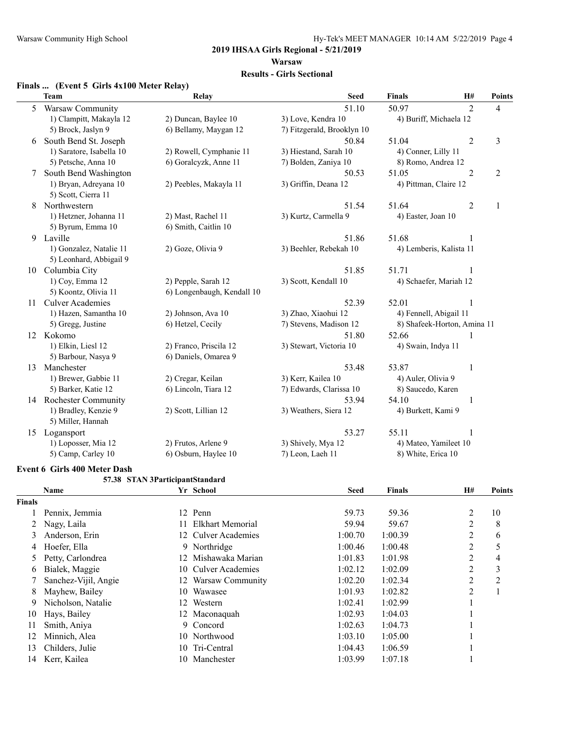## 2019 IHSAA Girls Regional - 5/21/2019

### Warsaw

### Results - Girls Sectional

**Finals ... (Event 5 Girls 4x100 Meter Relay)**

| | Team | Relay | | Seed | Finals | H# | Points |
|---|---|---|---|---|---|---|---|
| 5 | Warsaw Community | | | 51.10 | 50.97 | 2 | 4 |
| | 1) Clampitt, Makayla 12 | 2) Duncan, Baylee 10 | 3) Love, Kendra 10 | 4) Buriff, Michaela 12 | | | |
| | 5) Brock, Jaslyn 9 | 6) Bellamy, Maygan 12 | 7) Fitzgerald, Brooklyn 10 | | | | |
| 6 | South Bend St. Joseph | | | 50.84 | 51.04 | 2 | 3 |
| | 1) Saratore, Isabella 10 | 2) Rowell, Cymphanie 11 | 3) Hiestand, Sarah 10 | 4) Conner, Lilly 11 | | | |
| | 5) Petsche, Anna 10 | 6) Goralcyzk, Anne 11 | 7) Bolden, Zaniya 10 | 8) Romo, Andrea 12 | | | |
| 7 | South Bend Washington | | | 50.53 | 51.05 | 2 | 2 |
| | 1) Bryan, Adreyana 10 | 2) Peebles, Makayla 11 | 3) Griffin, Deana 12 | 4) Pittman, Claire 12 | | | |
| | 5) Scott, Cierra 11 | | | | | | |
| 8 | Northwestern | | | 51.54 | 51.64 | 2 | 1 |
| | 1) Hetzner, Johanna 11 | 2) Mast, Rachel 11 | 3) Kurtz, Carmella 9 | 4) Easter, Joan 10 | | | |
| | 5) Byrum, Emma 10 | 6) Smith, Caitlin 10 | | | | | |
| 9 | Laville | | | 51.86 | 51.68 | 1 | |
| | 1) Gonzalez, Natalie 11 | 2) Goze, Olivia 9 | 3) Beehler, Rebekah 10 | 4) Lemberis, Kalista 11 | | | |
| | 5) Leonhard, Abbigail 9 | | | | | | |
| 10 | Columbia City | | | 51.85 | 51.71 | 1 | |
| | 1) Coy, Emma 12 | 2) Pepple, Sarah 12 | 3) Scott, Kendall 10 | 4) Schaefer, Mariah 12 | | | |
| | 5) Koontz, Olivia 11 | 6) Longenbaugh, Kendall 10 | | | | | |
| 11 | Culver Academies | | | 52.39 | 52.01 | 1 | |
| | 1) Hazen, Samantha 10 | 2) Johnson, Ava 10 | 3) Zhao, Xiaohui 12 | 4) Fennell, Abigail 11 | | | |
| | 5) Gregg, Justine | 6) Hetzel, Cecily | 7) Stevens, Madison 12 | 8) Shafeek-Horton, Amina 11 | | | |
| 12 | Kokomo | | | 51.80 | 52.66 | 1 | |
| | 1) Elkin, Liesl 12 | 2) Franco, Priscila 12 | 3) Stewart, Victoria 10 | 4) Swain, Indya 11 | | | |
| | 5) Barbour, Nasya 9 | 6) Daniels, Omarea 9 | | | | | |
| 13 | Manchester | | | 53.48 | 53.87 | 1 | |
| | 1) Brewer, Gabbie 11 | 2) Cregar, Keilan | 3) Kerr, Kailea 10 | 4) Auler, Olivia 9 | | | |
| | 5) Barker, Katie 12 | 6) Lincoln, Tiara 12 | 7) Edwards, Clarissa 10 | 8) Saucedo, Karen | | | |
| 14 | Rochester Community | | | 53.94 | 54.10 | 1 | |
| | 1) Bradley, Kenzie 9 | 2) Scott, Lillian 12 | 3) Weathers, Siera 12 | 4) Burkett, Kami 9 | | | |
| | 5) Miller, Hannah | | | | | | |
| 15 | Logansport | | | 53.27 | 55.11 | 1 | |
| | 1) Loposser, Mia 12 | 2) Frutos, Arlene 9 | 3) Shively, Mya 12 | 4) Mateo, Yamileet 10 | | | |
| | 5) Camp, Carley 10 | 6) Osburn, Haylee 10 | 7) Leon, Laeh 11 | 8) White, Erica 10 | | | |

**Event 6 Girls 400 Meter Dash**

57.38 STAN 3ParticipantStandard

| | Name | Yr | School | Seed | Finals | H# | Points |
|---|---|---|---|---|---|---|---|
| **Finals** | | | | | | | |
| 1 | Pennix, Jemmia | 12 | Penn | 59.73 | 59.36 | 2 | 10 |
| 2 | Nagy, Laila | 11 | Elkhart Memorial | 59.94 | 59.67 | 2 | 8 |
| 3 | Anderson, Erin | 12 | Culver Academies | 1:00.70 | 1:00.39 | 2 | 6 |
| 4 | Hoefer, Ella | 9 | Northridge | 1:00.46 | 1:00.48 | 2 | 5 |
| 5 | Petty, Carlondrea | 12 | Mishawaka Marian | 1:01.83 | 1:01.98 | 2 | 4 |
| 6 | Bialek, Maggie | 10 | Culver Academies | 1:02.12 | 1:02.09 | 2 | 3 |
| 7 | Sanchez-Vijil, Angie | 12 | Warsaw Community | 1:02.20 | 1:02.34 | 2 | 2 |
| 8 | Mayhew, Bailey | 10 | Wawasee | 1:01.93 | 1:02.82 | 2 | 1 |
| 9 | Nicholson, Natalie | 12 | Western | 1:02.41 | 1:02.99 | 1 | |
| 10 | Hays, Bailey | 12 | Maconaquah | 1:02.93 | 1:04.03 | 1 | |
| 11 | Smith, Aniya | 9 | Concord | 1:02.63 | 1:04.73 | 1 | |
| 12 | Minnich, Alea | 10 | Northwood | 1:03.10 | 1:05.00 | 1 | |
| 13 | Childers, Julie | 10 | Tri-Central | 1:04.43 | 1:06.59 | 1 | |
| 14 | Kerr, Kailea | 10 | Manchester | 1:03.99 | 1:07.18 | 1 | |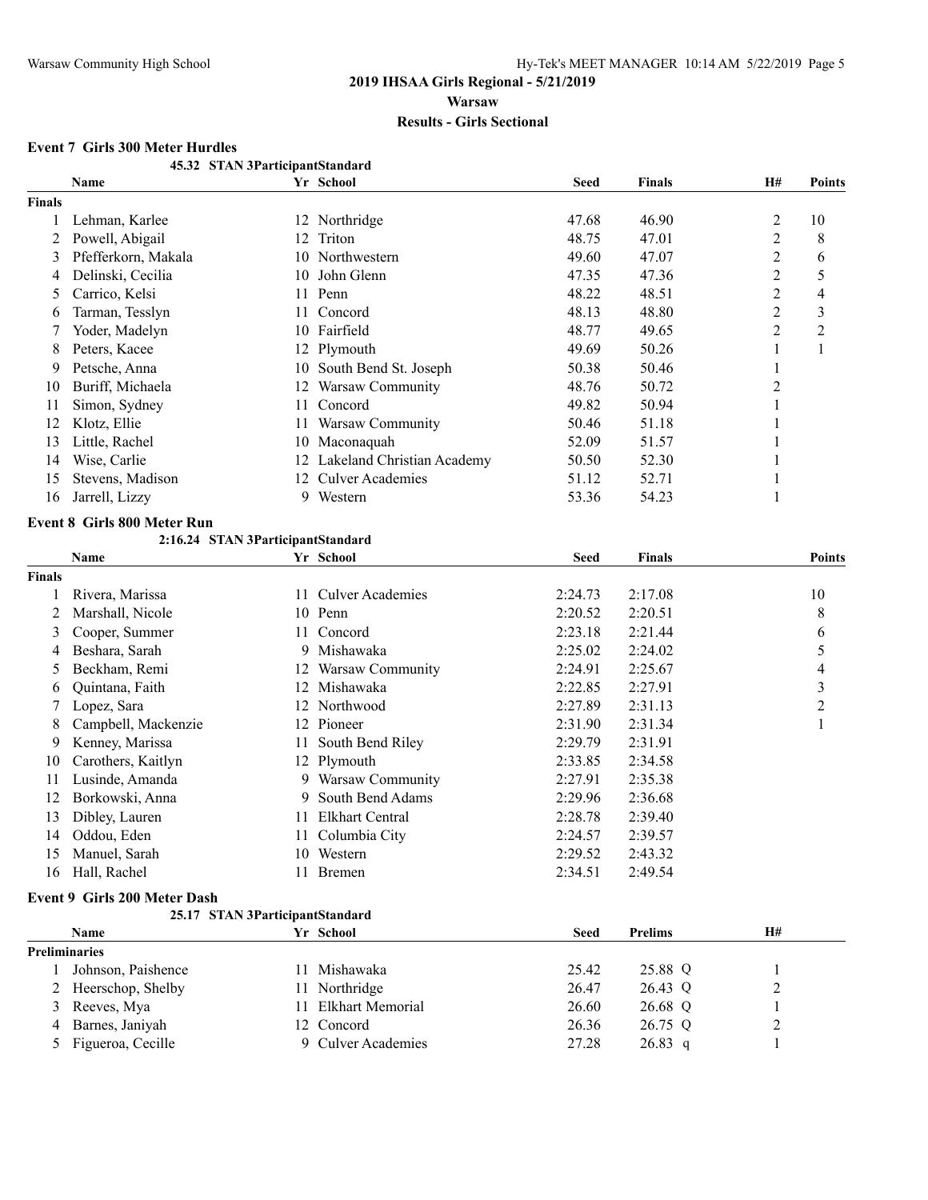## 2019 IHSAA Girls Regional - 5/21/2019

**Warsaw**

**Results - Girls Sectional**

### Event 7 Girls 300 Meter Hurdles

**45.32 STAN 3ParticipantStandard**

| | Name | Yr | School | Seed | Finals | H# | Points |
|---|---|---|---|---|---|---|---|
| **Finals** | | | | | | | |
| 1 | Lehman, Karlee | 12 | Northridge | 47.68 | 46.90 | 2 | 10 |
| 2 | Powell, Abigail | 12 | Triton | 48.75 | 47.01 | 2 | 8 |
| 3 | Pfefferkorn, Makala | 10 | Northwestern | 49.60 | 47.07 | 2 | 6 |
| 4 | Delinski, Cecilia | 10 | John Glenn | 47.35 | 47.36 | 2 | 5 |
| 5 | Carrico, Kelsi | 11 | Penn | 48.22 | 48.51 | 2 | 4 |
| 6 | Tarman, Tesslyn | 11 | Concord | 48.13 | 48.80 | 2 | 3 |
| 7 | Yoder, Madelyn | 10 | Fairfield | 48.77 | 49.65 | 2 | 2 |
| 8 | Peters, Kacee | 12 | Plymouth | 49.69 | 50.26 | 1 | 1 |
| 9 | Petsche, Anna | 10 | South Bend St. Joseph | 50.38 | 50.46 | 1 | |
| 10 | Buriff, Michaela | 12 | Warsaw Community | 48.76 | 50.72 | 2 | |
| 11 | Simon, Sydney | 11 | Concord | 49.82 | 50.94 | 1 | |
| 12 | Klotz, Ellie | 11 | Warsaw Community | 50.46 | 51.18 | 1 | |
| 13 | Little, Rachel | 10 | Maconaquah | 52.09 | 51.57 | 1 | |
| 14 | Wise, Carlie | 12 | Lakeland Christian Academy | 50.50 | 52.30 | 1 | |
| 15 | Stevens, Madison | 12 | Culver Academies | 51.12 | 52.71 | 1 | |
| 16 | Jarrell, Lizzy | 9 | Western | 53.36 | 54.23 | 1 | |

### Event 8 Girls 800 Meter Run

**2:16.24 STAN 3ParticipantStandard**

| | Name | Yr | School | Seed | Finals | Points |
|---|---|---|---|---|---|---|
| **Finals** | | | | | | |
| 1 | Rivera, Marissa | 11 | Culver Academies | 2:24.73 | 2:17.08 | 10 |
| 2 | Marshall, Nicole | 10 | Penn | 2:20.52 | 2:20.51 | 8 |
| 3 | Cooper, Summer | 11 | Concord | 2:23.18 | 2:21.44 | 6 |
| 4 | Beshara, Sarah | 9 | Mishawaka | 2:25.02 | 2:24.02 | 5 |
| 5 | Beckham, Remi | 12 | Warsaw Community | 2:24.91 | 2:25.67 | 4 |
| 6 | Quintana, Faith | 12 | Mishawaka | 2:22.85 | 2:27.91 | 3 |
| 7 | Lopez, Sara | 12 | Northwood | 2:27.89 | 2:31.13 | 2 |
| 8 | Campbell, Mackenzie | 12 | Pioneer | 2:31.90 | 2:31.34 | 1 |
| 9 | Kenney, Marissa | 11 | South Bend Riley | 2:29.79 | 2:31.91 | |
| 10 | Carothers, Kaitlyn | 12 | Plymouth | 2:33.85 | 2:34.58 | |
| 11 | Lusinde, Amanda | 9 | Warsaw Community | 2:27.91 | 2:35.38 | |
| 12 | Borkowski, Anna | 9 | South Bend Adams | 2:29.96 | 2:36.68 | |
| 13 | Dibley, Lauren | 11 | Elkhart Central | 2:28.78 | 2:39.40 | |
| 14 | Oddou, Eden | 11 | Columbia City | 2:24.57 | 2:39.57 | |
| 15 | Manuel, Sarah | 10 | Western | 2:29.52 | 2:43.32 | |
| 16 | Hall, Rachel | 11 | Bremen | 2:34.51 | 2:49.54 | |

### Event 9 Girls 200 Meter Dash

**25.17 STAN 3ParticipantStandard**

| | Name | Yr | School | Seed | Prelims | H# |
|---|---|---|---|---|---|---|
| **Preliminaries** | | | | | | |
| 1 | Johnson, Paishence | 11 | Mishawaka | 25.42 | 25.88 Q | 1 |
| 2 | Heerschop, Shelby | 11 | Northridge | 26.47 | 26.43 Q | 2 |
| 3 | Reeves, Mya | 11 | Elkhart Memorial | 26.60 | 26.68 Q | 1 |
| 4 | Barnes, Janiyah | 12 | Concord | 26.36 | 26.75 Q | 2 |
| 5 | Figueroa, Cecille | 9 | Culver Academies | 27.28 | 26.83 q | 1 |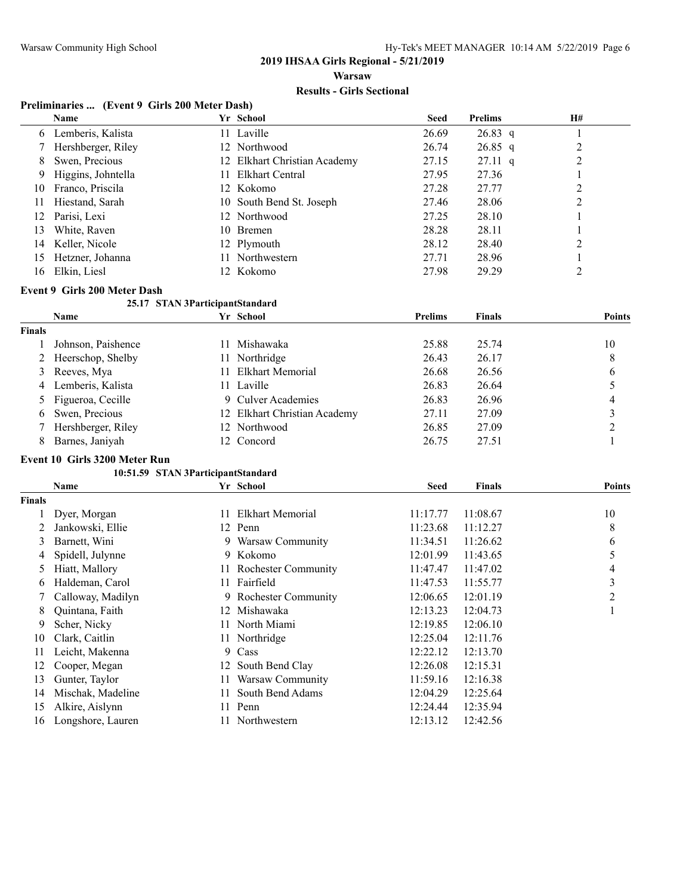## 2019 IHSAA Girls Regional - 5/21/2019

### Warsaw

### Results - Girls Sectional

**Preliminaries ... (Event 9 Girls 200 Meter Dash)**

| | Name | Yr | School | Seed | Prelims | H# |
|---|---|---|---|---|---|---|
| 6 | Lemberis, Kalista | 11 | Laville | 26.69 | 26.83 q | 1 |
| 7 | Hershberger, Riley | 12 | Northwood | 26.74 | 26.85 q | 2 |
| 8 | Swen, Precious | 12 | Elkhart Christian Academy | 27.15 | 27.11 q | 2 |
| 9 | Higgins, Johntella | 11 | Elkhart Central | 27.95 | 27.36 | 1 |
| 10 | Franco, Priscila | 12 | Kokomo | 27.28 | 27.77 | 2 |
| 11 | Hiestand, Sarah | 10 | South Bend St. Joseph | 27.46 | 28.06 | 2 |
| 12 | Parisi, Lexi | 12 | Northwood | 27.25 | 28.10 | 1 |
| 13 | White, Raven | 10 | Bremen | 28.28 | 28.11 | 1 |
| 14 | Keller, Nicole | 12 | Plymouth | 28.12 | 28.40 | 2 |
| 15 | Hetzner, Johanna | 11 | Northwestern | 27.71 | 28.96 | 1 |
| 16 | Elkin, Liesl | 12 | Kokomo | 27.98 | 29.29 | 2 |

**Event 9 Girls 200 Meter Dash**

25.17 STAN 3ParticipantStandard

| | Name | Yr | School | Prelims | Finals | Points |
|---|---|---|---|---|---|---|
| **Finals** | | | | | | |
| 1 | Johnson, Paishence | 11 | Mishawaka | 25.88 | 25.74 | 10 |
| 2 | Heerschop, Shelby | 11 | Northridge | 26.43 | 26.17 | 8 |
| 3 | Reeves, Mya | 11 | Elkhart Memorial | 26.68 | 26.56 | 6 |
| 4 | Lemberis, Kalista | 11 | Laville | 26.83 | 26.64 | 5 |
| 5 | Figueroa, Cecille | 9 | Culver Academies | 26.83 | 26.96 | 4 |
| 6 | Swen, Precious | 12 | Elkhart Christian Academy | 27.11 | 27.09 | 3 |
| 7 | Hershberger, Riley | 12 | Northwood | 26.85 | 27.09 | 2 |
| 8 | Barnes, Janiyah | 12 | Concord | 26.75 | 27.51 | 1 |

**Event 10 Girls 3200 Meter Run**

10:51.59 STAN 3ParticipantStandard

| | Name | Yr | School | Seed | Finals | Points |
|---|---|---|---|---|---|---|
| **Finals** | | | | | | |
| 1 | Dyer, Morgan | 11 | Elkhart Memorial | 11:17.77 | 11:08.67 | 10 |
| 2 | Jankowski, Ellie | 12 | Penn | 11:23.68 | 11:12.27 | 8 |
| 3 | Barnett, Wini | 9 | Warsaw Community | 11:34.51 | 11:26.62 | 6 |
| 4 | Spidell, Julynne | 9 | Kokomo | 12:01.99 | 11:43.65 | 5 |
| 5 | Hiatt, Mallory | 11 | Rochester Community | 11:47.47 | 11:47.02 | 4 |
| 6 | Haldeman, Carol | 11 | Fairfield | 11:47.53 | 11:55.77 | 3 |
| 7 | Calloway, Madilyn | 9 | Rochester Community | 12:06.65 | 12:01.19 | 2 |
| 8 | Quintana, Faith | 12 | Mishawaka | 12:13.23 | 12:04.73 | 1 |
| 9 | Scher, Nicky | 11 | North Miami | 12:19.85 | 12:06.10 | |
| 10 | Clark, Caitlin | 11 | Northridge | 12:25.04 | 12:11.76 | |
| 11 | Leicht, Makenna | 9 | Cass | 12:22.12 | 12:13.70 | |
| 12 | Cooper, Megan | 12 | South Bend Clay | 12:26.08 | 12:15.31 | |
| 13 | Gunter, Taylor | 11 | Warsaw Community | 11:59.16 | 12:16.38 | |
| 14 | Mischak, Madeline | 11 | South Bend Adams | 12:04.29 | 12:25.64 | |
| 15 | Alkire, Aislynn | 11 | Penn | 12:24.44 | 12:35.94 | |
| 16 | Longshore, Lauren | 11 | Northwestern | 12:13.12 | 12:42.56 | |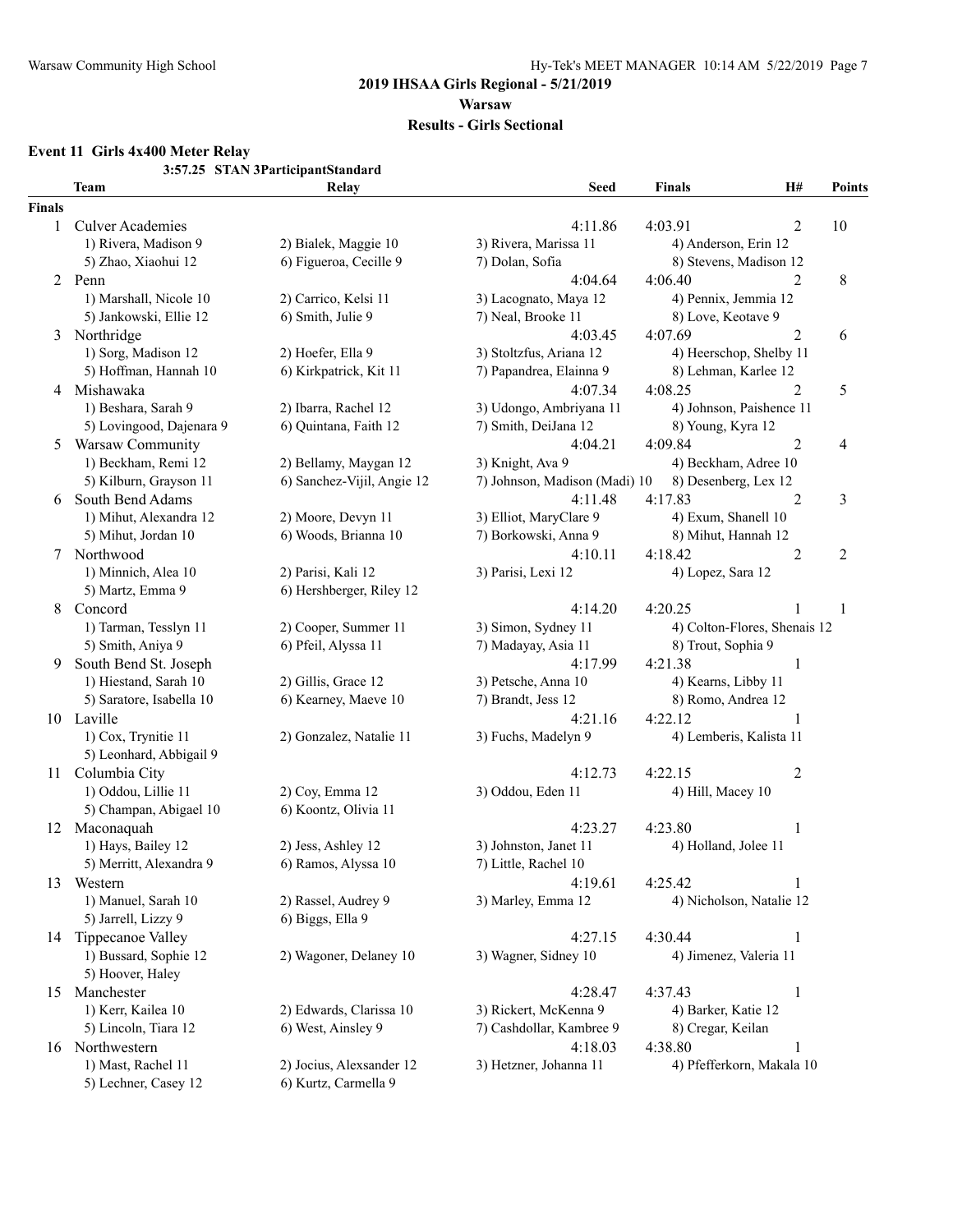**2019 IHSAA Girls Regional - 5/21/2019**

**Warsaw**

**Results - Girls Sectional**

### Event 11 Girls 4x400 Meter Relay

**3:57.25 STAN 3ParticipantStandard**

| | Team | Relay | Seed | Finals | H# | Points |
|---|---|---|---|---|---|---|
| **Finals** | | | | | | |
| 1 | Culver Academies | | 4:11.86 | 4:03.91 | 2 | 10 |
| | 1) Rivera, Madison 9 | 2) Bialek, Maggie 10 | 3) Rivera, Marissa 11 | 4) Anderson, Erin 12 | | |
| | 5) Zhao, Xiaohui 12 | 6) Figueroa, Cecille 9 | 7) Dolan, Sofia | 8) Stevens, Madison 12 | | |
| 2 | Penn | | 4:04.64 | 4:06.40 | 2 | 8 |
| | 1) Marshall, Nicole 10 | 2) Carrico, Kelsi 11 | 3) Lacognato, Maya 12 | 4) Pennix, Jemmia 12 | | |
| | 5) Jankowski, Ellie 12 | 6) Smith, Julie 9 | 7) Neal, Brooke 11 | 8) Love, Keotave 9 | | |
| 3 | Northridge | | 4:03.45 | 4:07.69 | 2 | 6 |
| | 1) Sorg, Madison 12 | 2) Hoefer, Ella 9 | 3) Stoltzfus, Ariana 12 | 4) Heerschop, Shelby 11 | | |
| | 5) Hoffman, Hannah 10 | 6) Kirkpatrick, Kit 11 | 7) Papandrea, Elainna 9 | 8) Lehman, Karlee 12 | | |
| 4 | Mishawaka | | 4:07.34 | 4:08.25 | 2 | 5 |
| | 1) Beshara, Sarah 9 | 2) Ibarra, Rachel 12 | 3) Udongo, Ambriyana 11 | 4) Johnson, Paishence 11 | | |
| | 5) Lovingood, Dajenara 9 | 6) Quintana, Faith 12 | 7) Smith, DeiJana 12 | 8) Young, Kyra 12 | | |
| 5 | Warsaw Community | | 4:04.21 | 4:09.84 | 2 | 4 |
| | 1) Beckham, Remi 12 | 2) Bellamy, Maygan 12 | 3) Knight, Ava 9 | 4) Beckham, Adree 10 | | |
| | 5) Kilburn, Grayson 11 | 6) Sanchez-Vijil, Angie 12 | 7) Johnson, Madison (Madi) 10 | 8) Desenberg, Lex 12 | | |
| 6 | South Bend Adams | | 4:11.48 | 4:17.83 | 2 | 3 |
| | 1) Mihut, Alexandra 12 | 2) Moore, Devyn 11 | 3) Elliot, MaryClare 9 | 4) Exum, Shanell 10 | | |
| | 5) Mihut, Jordan 10 | 6) Woods, Brianna 10 | 7) Borkowski, Anna 9 | 8) Mihut, Hannah 12 | | |
| 7 | Northwood | | 4:10.11 | 4:18.42 | 2 | 2 |
| | 1) Minnich, Alea 10 | 2) Parisi, Kali 12 | 3) Parisi, Lexi 12 | 4) Lopez, Sara 12 | | |
| | 5) Martz, Emma 9 | 6) Hershberger, Riley 12 | | | | |
| 8 | Concord | | 4:14.20 | 4:20.25 | 1 | 1 |
| | 1) Tarman, Tesslyn 11 | 2) Cooper, Summer 11 | 3) Simon, Sydney 11 | 4) Colton-Flores, Shenais 12 | | |
| | 5) Smith, Aniya 9 | 6) Pfeil, Alyssa 11 | 7) Madayay, Asia 11 | 8) Trout, Sophia 9 | | |
| 9 | South Bend St. Joseph | | 4:17.99 | 4:21.38 | 1 | |
| | 1) Hiestand, Sarah 10 | 2) Gillis, Grace 12 | 3) Petsche, Anna 10 | 4) Kearns, Libby 11 | | |
| | 5) Saratore, Isabella 10 | 6) Kearney, Maeve 10 | 7) Brandt, Jess 12 | 8) Romo, Andrea 12 | | |
| 10 | Laville | | 4:21.16 | 4:22.12 | 1 | |
| | 1) Cox, Trynitie 11 | 2) Gonzalez, Natalie 11 | 3) Fuchs, Madelyn 9 | 4) Lemberis, Kalista 11 | | |
| | 5) Leonhard, Abbigail 9 | | | | | |
| 11 | Columbia City | | 4:12.73 | 4:22.15 | 2 | |
| | 1) Oddou, Lillie 11 | 2) Coy, Emma 12 | 3) Oddou, Eden 11 | 4) Hill, Macey 10 | | |
| | 5) Champan, Abigael 10 | 6) Koontz, Olivia 11 | | | | |
| 12 | Maconaquah | | 4:23.27 | 4:23.80 | 1 | |
| | 1) Hays, Bailey 12 | 2) Jess, Ashley 12 | 3) Johnston, Janet 11 | 4) Holland, Jolee 11 | | |
| | 5) Merritt, Alexandra 9 | 6) Ramos, Alyssa 10 | 7) Little, Rachel 10 | | | |
| 13 | Western | | 4:19.61 | 4:25.42 | 1 | |
| | 1) Manuel, Sarah 10 | 2) Rassel, Audrey 9 | 3) Marley, Emma 12 | 4) Nicholson, Natalie 12 | | |
| | 5) Jarrell, Lizzy 9 | 6) Biggs, Ella 9 | | | | |
| 14 | Tippecanoe Valley | | 4:27.15 | 4:30.44 | 1 | |
| | 1) Bussard, Sophie 12 | 2) Wagoner, Delaney 10 | 3) Wagner, Sidney 10 | 4) Jimenez, Valeria 11 | | |
| | 5) Hoover, Haley | | | | | |
| 15 | Manchester | | 4:28.47 | 4:37.43 | 1 | |
| | 1) Kerr, Kailea 10 | 2) Edwards, Clarissa 10 | 3) Rickert, McKenna 9 | 4) Barker, Katie 12 | | |
| | 5) Lincoln, Tiara 12 | 6) West, Ainsley 9 | 7) Cashdollar, Kambree 9 | 8) Cregar, Keilan | | |
| 16 | Northwestern | | 4:18.03 | 4:38.80 | 1 | |
| | 1) Mast, Rachel 11 | 2) Jocius, Alexsander 12 | 3) Hetzner, Johanna 11 | 4) Pfefferkorn, Makala 10 | | |
| | 5) Lechner, Casey 12 | 6) Kurtz, Carmella 9 | | | | |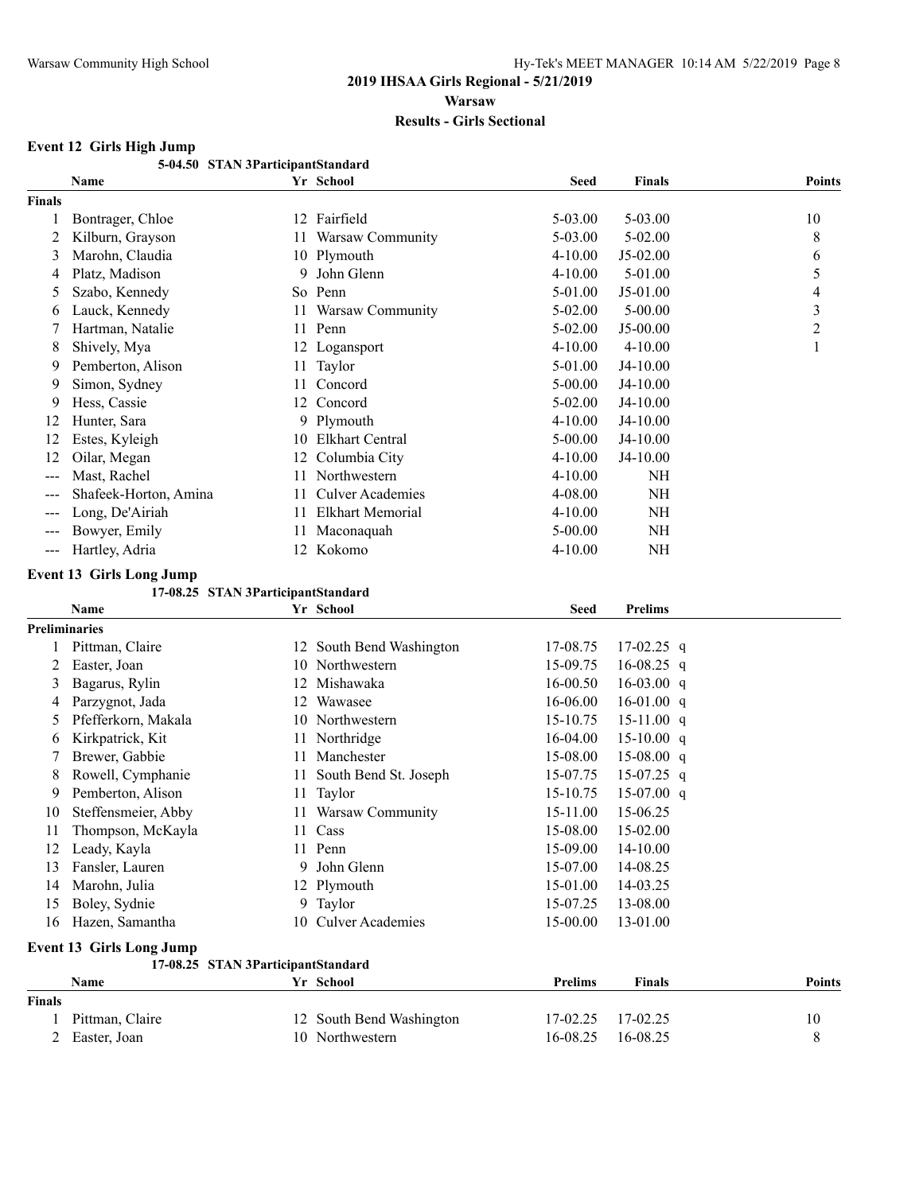## 2019 IHSAA Girls Regional - 5/21/2019

**Warsaw**

**Results - Girls Sectional**

### Event 12 Girls High Jump

**5-04.50 STAN 3ParticipantStandard**

| | Name | Yr | School | Seed | Finals | Points |
|---|---|---|---|---|---|---|
| **Finals** | | | | | | |
| 1 | Bontrager, Chloe | 12 | Fairfield | 5-03.00 | 5-03.00 | 10 |
| 2 | Kilburn, Grayson | 11 | Warsaw Community | 5-03.00 | 5-02.00 | 8 |
| 3 | Marohn, Claudia | 10 | Plymouth | 4-10.00 | J5-02.00 | 6 |
| 4 | Platz, Madison | 9 | John Glenn | 4-10.00 | 5-01.00 | 5 |
| 5 | Szabo, Kennedy | So | Penn | 5-01.00 | J5-01.00 | 4 |
| 6 | Lauck, Kennedy | 11 | Warsaw Community | 5-02.00 | 5-00.00 | 3 |
| 7 | Hartman, Natalie | 11 | Penn | 5-02.00 | J5-00.00 | 2 |
| 8 | Shively, Mya | 12 | Logansport | 4-10.00 | 4-10.00 | 1 |
| 9 | Pemberton, Alison | 11 | Taylor | 5-01.00 | J4-10.00 | |
| 9 | Simon, Sydney | 11 | Concord | 5-00.00 | J4-10.00 | |
| 9 | Hess, Cassie | 12 | Concord | 5-02.00 | J4-10.00 | |
| 12 | Hunter, Sara | 9 | Plymouth | 4-10.00 | J4-10.00 | |
| 12 | Estes, Kyleigh | 10 | Elkhart Central | 5-00.00 | J4-10.00 | |
| 12 | Oilar, Megan | 12 | Columbia City | 4-10.00 | J4-10.00 | |
| --- | Mast, Rachel | 11 | Northwestern | 4-10.00 | NH | |
| --- | Shafeek-Horton, Amina | 11 | Culver Academies | 4-08.00 | NH | |
| --- | Long, De'Airiah | 11 | Elkhart Memorial | 4-10.00 | NH | |
| --- | Bowyer, Emily | 11 | Maconaquah | 5-00.00 | NH | |
| --- | Hartley, Adria | 12 | Kokomo | 4-10.00 | NH | |

### Event 13 Girls Long Jump

**17-08.25 STAN 3ParticipantStandard**

| | Name | Yr | School | Seed | Prelims | |
|---|---|---|---|---|---|---|
| **Preliminaries** | | | | | | |
| 1 | Pittman, Claire | 12 | South Bend Washington | 17-08.75 | 17-02.25 | q |
| 2 | Easter, Joan | 10 | Northwestern | 15-09.75 | 16-08.25 | q |
| 3 | Bagarus, Rylin | 12 | Mishawaka | 16-00.50 | 16-03.00 | q |
| 4 | Parzygnot, Jada | 12 | Wawasee | 16-06.00 | 16-01.00 | q |
| 5 | Pfefferkorn, Makala | 10 | Northwestern | 15-10.75 | 15-11.00 | q |
| 6 | Kirkpatrick, Kit | 11 | Northridge | 16-04.00 | 15-10.00 | q |
| 7 | Brewer, Gabbie | 11 | Manchester | 15-08.00 | 15-08.00 | q |
| 8 | Rowell, Cymphanie | 11 | South Bend St. Joseph | 15-07.75 | 15-07.25 | q |
| 9 | Pemberton, Alison | 11 | Taylor | 15-10.75 | 15-07.00 | q |
| 10 | Steffensmeier, Abby | 11 | Warsaw Community | 15-11.00 | 15-06.25 | |
| 11 | Thompson, McKayla | 11 | Cass | 15-08.00 | 15-02.00 | |
| 12 | Leady, Kayla | 11 | Penn | 15-09.00 | 14-10.00 | |
| 13 | Fansler, Lauren | 9 | John Glenn | 15-07.00 | 14-08.25 | |
| 14 | Marohn, Julia | 12 | Plymouth | 15-01.00 | 14-03.25 | |
| 15 | Boley, Sydnie | 9 | Taylor | 15-07.25 | 13-08.00 | |
| 16 | Hazen, Samantha | 10 | Culver Academies | 15-00.00 | 13-01.00 | |

### Event 13 Girls Long Jump

**17-08.25 STAN 3ParticipantStandard**

| | Name | Yr | School | Prelims | Finals | Points |
|---|---|---|---|---|---|---|
| **Finals** | | | | | | |
| 1 | Pittman, Claire | 12 | South Bend Washington | 17-02.25 | 17-02.25 | 10 |
| 2 | Easter, Joan | 10 | Northwestern | 16-08.25 | 16-08.25 | 8 |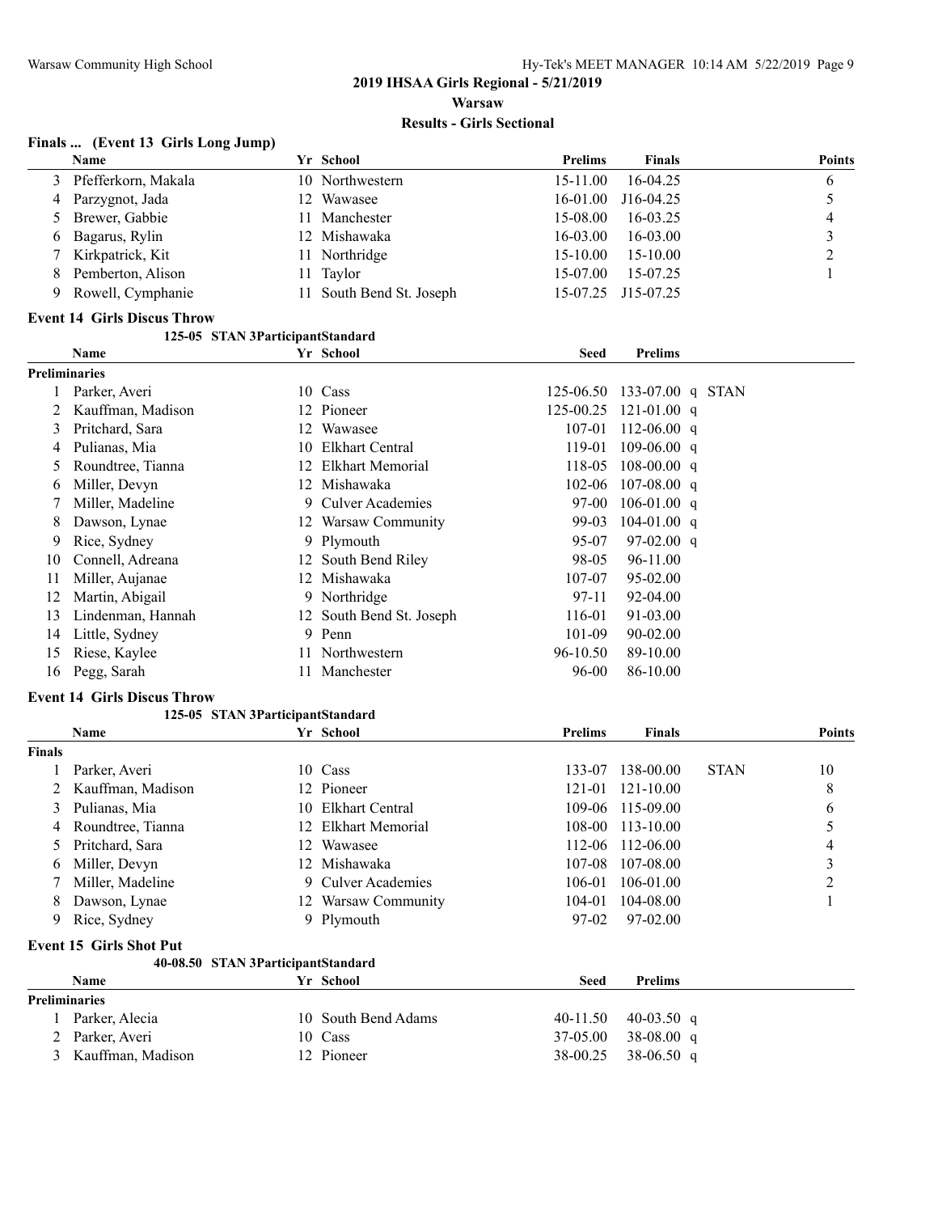## 2019 IHSAA Girls Regional - 5/21/2019

**Warsaw**

**Results - Girls Sectional**

### Finals ... (Event 13 Girls Long Jump)

| | Name | Yr | School | Prelims | Finals | Points |
|---|---|---|---|---|---|---|
| 3 | Pfefferkorn, Makala | 10 | Northwestern | 15-11.00 | 16-04.25 | 6 |
| 4 | Parzygnot, Jada | 12 | Wawasee | 16-01.00 | J16-04.25 | 5 |
| 5 | Brewer, Gabbie | 11 | Manchester | 15-08.00 | 16-03.25 | 4 |
| 6 | Bagarus, Rylin | 12 | Mishawaka | 16-03.00 | 16-03.00 | 3 |
| 7 | Kirkpatrick, Kit | 11 | Northridge | 15-10.00 | 15-10.00 | 2 |
| 8 | Pemberton, Alison | 11 | Taylor | 15-07.00 | 15-07.25 | 1 |
| 9 | Rowell, Cymphanie | 11 | South Bend St. Joseph | 15-07.25 | J15-07.25 | |

### Event 14 Girls Discus Throw

125-05 STAN 3ParticipantStandard

| | Name | Yr | School | Seed | Prelims | | |
|---|---|---|---|---|---|---|---|
| **Preliminaries** | | | | | | | |
| 1 | Parker, Averi | 10 | Cass | 125-06.50 | 133-07.00 | q | STAN |
| 2 | Kauffman, Madison | 12 | Pioneer | 125-00.25 | 121-01.00 | q | |
| 3 | Pritchard, Sara | 12 | Wawasee | 107-01 | 112-06.00 | q | |
| 4 | Pulianas, Mia | 10 | Elkhart Central | 119-01 | 109-06.00 | q | |
| 5 | Roundtree, Tianna | 12 | Elkhart Memorial | 118-05 | 108-00.00 | q | |
| 6 | Miller, Devyn | 12 | Mishawaka | 102-06 | 107-08.00 | q | |
| 7 | Miller, Madeline | 9 | Culver Academies | 97-00 | 106-01.00 | q | |
| 8 | Dawson, Lynae | 12 | Warsaw Community | 99-03 | 104-01.00 | q | |
| 9 | Rice, Sydney | 9 | Plymouth | 95-07 | 97-02.00 | q | |
| 10 | Connell, Adreana | 12 | South Bend Riley | 98-05 | 96-11.00 | | |
| 11 | Miller, Aujanae | 12 | Mishawaka | 107-07 | 95-02.00 | | |
| 12 | Martin, Abigail | 9 | Northridge | 97-11 | 92-04.00 | | |
| 13 | Lindenman, Hannah | 12 | South Bend St. Joseph | 116-01 | 91-03.00 | | |
| 14 | Little, Sydney | 9 | Penn | 101-09 | 90-02.00 | | |
| 15 | Riese, Kaylee | 11 | Northwestern | 96-10.50 | 89-10.00 | | |
| 16 | Pegg, Sarah | 11 | Manchester | 96-00 | 86-10.00 | | |

### Event 14 Girls Discus Throw

125-05 STAN 3ParticipantStandard

| | Name | Yr | School | Prelims | Finals | | Points |
|---|---|---|---|---|---|---|---|
| **Finals** | | | | | | | |
| 1 | Parker, Averi | 10 | Cass | 133-07 | 138-00.00 | STAN | 10 |
| 2 | Kauffman, Madison | 12 | Pioneer | 121-01 | 121-10.00 | | 8 |
| 3 | Pulianas, Mia | 10 | Elkhart Central | 109-06 | 115-09.00 | | 6 |
| 4 | Roundtree, Tianna | 12 | Elkhart Memorial | 108-00 | 113-10.00 | | 5 |
| 5 | Pritchard, Sara | 12 | Wawasee | 112-06 | 112-06.00 | | 4 |
| 6 | Miller, Devyn | 12 | Mishawaka | 107-08 | 107-08.00 | | 3 |
| 7 | Miller, Madeline | 9 | Culver Academies | 106-01 | 106-01.00 | | 2 |
| 8 | Dawson, Lynae | 12 | Warsaw Community | 104-01 | 104-08.00 | | 1 |
| 9 | Rice, Sydney | 9 | Plymouth | 97-02 | 97-02.00 | | |

### Event 15 Girls Shot Put

40-08.50 STAN 3ParticipantStandard

| | Name | Yr | School | Seed | Prelims | |
|---|---|---|---|---|---|---|
| **Preliminaries** | | | | | | |
| 1 | Parker, Alecia | 10 | South Bend Adams | 40-11.50 | 40-03.50 | q |
| 2 | Parker, Averi | 10 | Cass | 37-05.00 | 38-08.00 | q |
| 3 | Kauffman, Madison | 12 | Pioneer | 38-00.25 | 38-06.50 | q |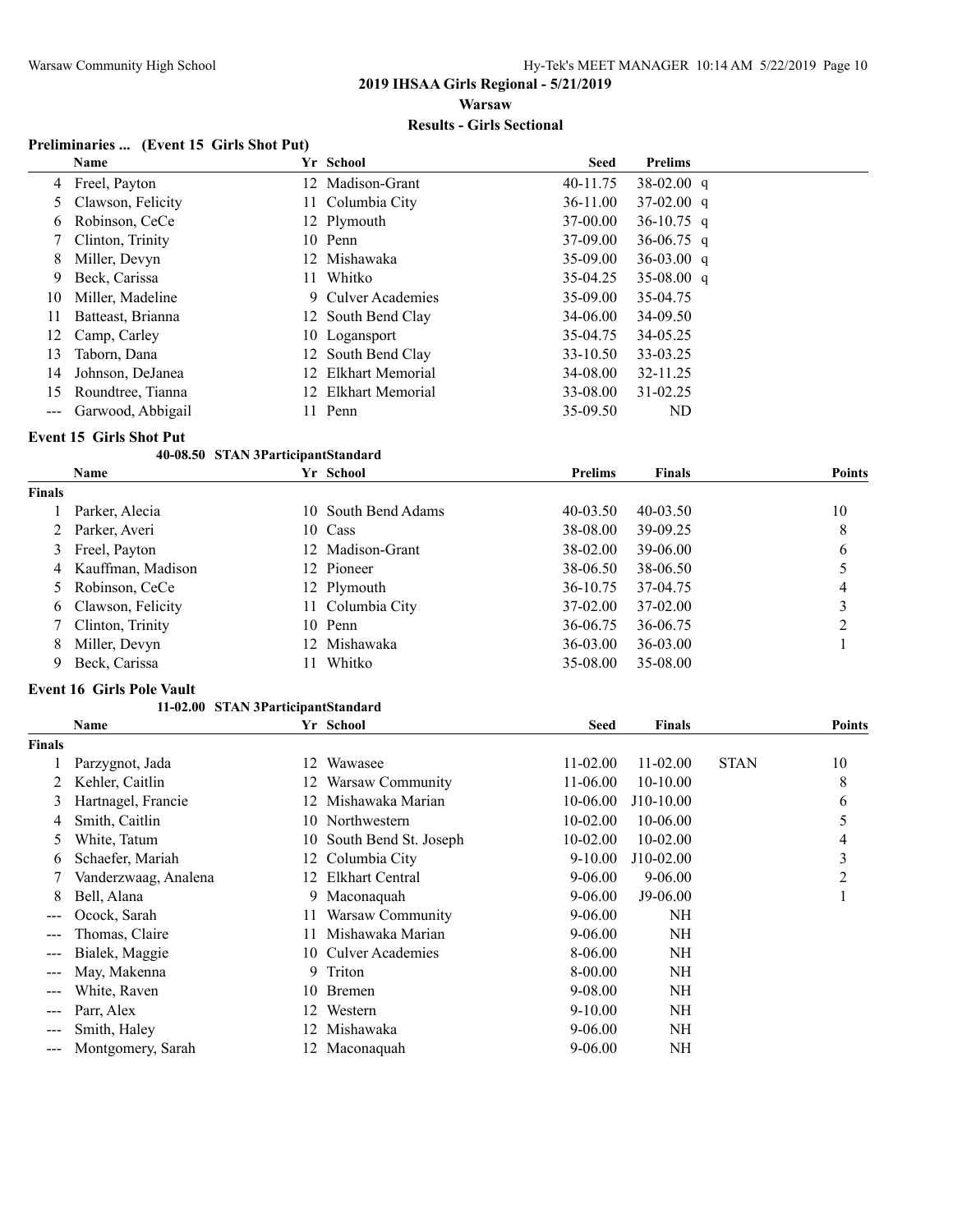## 2019 IHSAA Girls Regional - 5/21/2019

### Warsaw

### Results - Girls Sectional

**Preliminaries ... (Event 15 Girls Shot Put)**

| | Name | Yr | School | Seed | Prelims | |
|---|---|---|---|---|---|---|
| 4 | Freel, Payton | 12 | Madison-Grant | 40-11.75 | 38-02.00 | q |
| 5 | Clawson, Felicity | 11 | Columbia City | 36-11.00 | 37-02.00 | q |
| 6 | Robinson, CeCe | 12 | Plymouth | 37-00.00 | 36-10.75 | q |
| 7 | Clinton, Trinity | 10 | Penn | 37-09.00 | 36-06.75 | q |
| 8 | Miller, Devyn | 12 | Mishawaka | 35-09.00 | 36-03.00 | q |
| 9 | Beck, Carissa | 11 | Whitko | 35-04.25 | 35-08.00 | q |
| 10 | Miller, Madeline | 9 | Culver Academies | 35-09.00 | 35-04.75 | |
| 11 | Batteast, Brianna | 12 | South Bend Clay | 34-06.00 | 34-09.50 | |
| 12 | Camp, Carley | 10 | Logansport | 35-04.75 | 34-05.25 | |
| 13 | Taborn, Dana | 12 | South Bend Clay | 33-10.50 | 33-03.25 | |
| 14 | Johnson, DeJanea | 12 | Elkhart Memorial | 34-08.00 | 32-11.25 | |
| 15 | Roundtree, Tianna | 12 | Elkhart Memorial | 33-08.00 | 31-02.25 | |
| --- | Garwood, Abbigail | 11 | Penn | 35-09.50 | ND | |

**Event 15 Girls Shot Put**

40-08.50 STAN 3ParticipantStandard

| | Name | Yr | School | Prelims | Finals | Points |
|---|---|---|---|---|---|---|
| **Finals** | | | | | | |
| 1 | Parker, Alecia | 10 | South Bend Adams | 40-03.50 | 40-03.50 | 10 |
| 2 | Parker, Averi | 10 | Cass | 38-08.00 | 39-09.25 | 8 |
| 3 | Freel, Payton | 12 | Madison-Grant | 38-02.00 | 39-06.00 | 6 |
| 4 | Kauffman, Madison | 12 | Pioneer | 38-06.50 | 38-06.50 | 5 |
| 5 | Robinson, CeCe | 12 | Plymouth | 36-10.75 | 37-04.75 | 4 |
| 6 | Clawson, Felicity | 11 | Columbia City | 37-02.00 | 37-02.00 | 3 |
| 7 | Clinton, Trinity | 10 | Penn | 36-06.75 | 36-06.75 | 2 |
| 8 | Miller, Devyn | 12 | Mishawaka | 36-03.00 | 36-03.00 | 1 |
| 9 | Beck, Carissa | 11 | Whitko | 35-08.00 | 35-08.00 | |

**Event 16 Girls Pole Vault**

11-02.00 STAN 3ParticipantStandard

| | Name | Yr | School | Seed | Finals | | Points |
|---|---|---|---|---|---|---|---|
| **Finals** | | | | | | | |
| 1 | Parzygnot, Jada | 12 | Wawasee | 11-02.00 | 11-02.00 | STAN | 10 |
| 2 | Kehler, Caitlin | 12 | Warsaw Community | 11-06.00 | 10-10.00 | | 8 |
| 3 | Hartnagel, Francie | 12 | Mishawaka Marian | 10-06.00 | J10-10.00 | | 6 |
| 4 | Smith, Caitlin | 10 | Northwestern | 10-02.00 | 10-06.00 | | 5 |
| 5 | White, Tatum | 10 | South Bend St. Joseph | 10-02.00 | 10-02.00 | | 4 |
| 6 | Schaefer, Mariah | 12 | Columbia City | 9-10.00 | J10-02.00 | | 3 |
| 7 | Vanderzwaag, Analena | 12 | Elkhart Central | 9-06.00 | 9-06.00 | | 2 |
| 8 | Bell, Alana | 9 | Maconaquah | 9-06.00 | J9-06.00 | | 1 |
| --- | Ocock, Sarah | 11 | Warsaw Community | 9-06.00 | NH | | |
| --- | Thomas, Claire | 11 | Mishawaka Marian | 9-06.00 | NH | | |
| --- | Bialek, Maggie | 10 | Culver Academies | 8-06.00 | NH | | |
| --- | May, Makenna | 9 | Triton | 8-00.00 | NH | | |
| --- | White, Raven | 10 | Bremen | 9-08.00 | NH | | |
| --- | Parr, Alex | 12 | Western | 9-10.00 | NH | | |
| --- | Smith, Haley | 12 | Mishawaka | 9-06.00 | NH | | |
| --- | Montgomery, Sarah | 12 | Maconaquah | 9-06.00 | NH | | |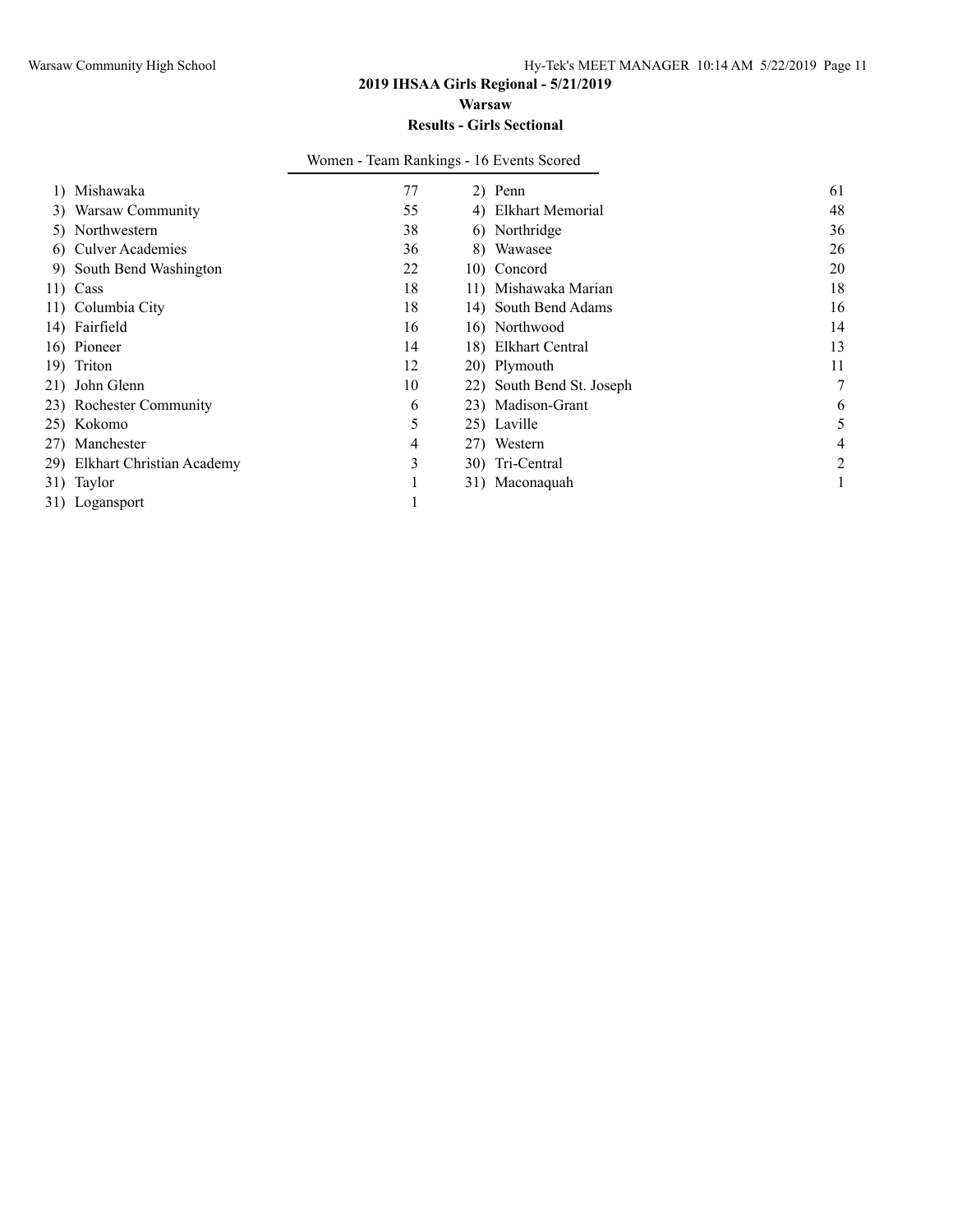**2019 IHSAA Girls Regional - 5/21/2019**

**Warsaw**

**Results - Girls Sectional**

Women - Team Rankings - 16 Events Scored

| | | | | | |
|---|---|---|---|---|---|
| 1) | Mishawaka | 77 | 2) | Penn | 61 |
| 3) | Warsaw Community | 55 | 4) | Elkhart Memorial | 48 |
| 5) | Northwestern | 38 | 6) | Northridge | 36 |
| 6) | Culver Academies | 36 | 8) | Wawasee | 26 |
| 9) | South Bend Washington | 22 | 10) | Concord | 20 |
| 11) | Cass | 18 | 11) | Mishawaka Marian | 18 |
| 11) | Columbia City | 18 | 14) | South Bend Adams | 16 |
| 14) | Fairfield | 16 | 16) | Northwood | 14 |
| 16) | Pioneer | 14 | 18) | Elkhart Central | 13 |
| 19) | Triton | 12 | 20) | Plymouth | 11 |
| 21) | John Glenn | 10 | 22) | South Bend St. Joseph | 7 |
| 23) | Rochester Community | 6 | 23) | Madison-Grant | 6 |
| 25) | Kokomo | 5 | 25) | Laville | 5 |
| 27) | Manchester | 4 | 27) | Western | 4 |
| 29) | Elkhart Christian Academy | 3 | 30) | Tri-Central | 2 |
| 31) | Taylor | 1 | 31) | Maconaquah | 1 |
| 31) | Logansport | 1 | | | |